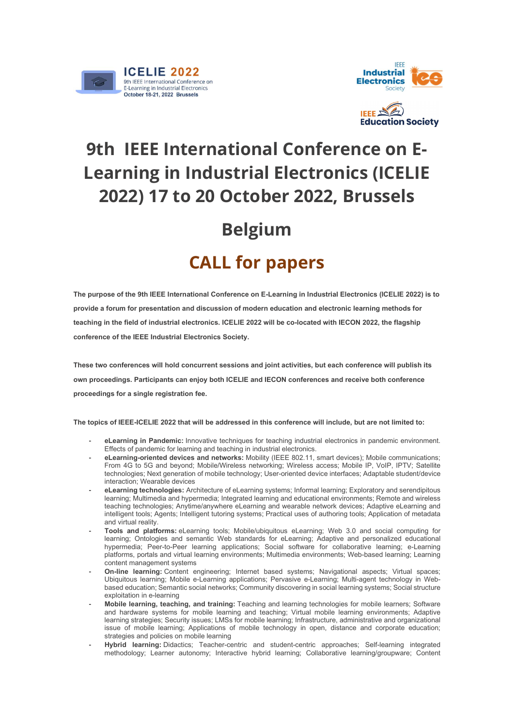ICELIE 2022
9th IEEE International Conference on E-Learning in Industrial Electronics
October 18-21, 2022 Brussels

IEEE Industrial Electronics Society

IEEE Education Society

# 9th IEEE International Conference on E-Learning in Industrial Electronics (ICELIE 2022) 17 to 20 October 2022, Brussels Belgium

## CALL for papers

**The purpose of the 9th IEEE International Conference on E-Learning in Industrial Electronics (ICELIE 2022) is to provide a forum for presentation and discussion of modern education and electronic learning methods for teaching in the field of industrial electronics. ICELIE 2022 will be co-located with IECON 2022, the flagship conference of the IEEE Industrial Electronics Society.**

**These two conferences will hold concurrent sessions and joint activities, but each conference will publish its own proceedings. Participants can enjoy both ICELIE and IECON conferences and receive both conference proceedings for a single registration fee.**

**The topics of IEEE-ICELIE 2022 that will be addressed in this conference will include, but are not limited to:**

- **eLearning in Pandemic:** Innovative techniques for teaching industrial electronics in pandemic environment. Effects of pandemic for learning and teaching in industrial electronics.
- **eLearning-oriented devices and networks:** Mobility (IEEE 802.11, smart devices); Mobile communications; From 4G to 5G and beyond; Mobile/Wireless networking; Wireless access; Mobile IP, VoIP, IPTV; Satellite technologies; Next generation of mobile technology; User-oriented device interfaces; Adaptable student/device interaction; Wearable devices
- **eLearning technologies:** Architecture of eLearning systems; Informal learning; Exploratory and serendipitous learning; Multimedia and hypermedia; Integrated learning and educational environments; Remote and wireless teaching technologies; Anytime/anywhere eLearning and wearable network devices; Adaptive eLearning and intelligent tools; Agents; Intelligent tutoring systems; Practical uses of authoring tools; Application of metadata and virtual reality.
- **Tools and platforms:** eLearning tools; Mobile/ubiquitous eLearning; Web 3.0 and social computing for learning; Ontologies and semantic Web standards for eLearning; Adaptive and personalized educational hypermedia; Peer-to-Peer learning applications; Social software for collaborative learning; e-Learning platforms, portals and virtual learning environments; Multimedia environments; Web-based learning; Learning content management systems
- **On-line learning:** Content engineering; Internet based systems; Navigational aspects; Virtual spaces; Ubiquitous learning; Mobile e-Learning applications; Pervasive e-Learning; Multi-agent technology in Web-based education; Semantic social networks; Community discovering in social learning systems; Social structure exploitation in e-learning
- **Mobile learning, teaching, and training:** Teaching and learning technologies for mobile learners; Software and hardware systems for mobile learning and teaching; Virtual mobile learning environments; Adaptive learning strategies; Security issues; LMSs for mobile learning; Infrastructure, administrative and organizational issue of mobile learning; Applications of mobile technology in open, distance and corporate education; strategies and policies on mobile learning
- **Hybrid learning:** Didactics; Teacher-centric and student-centric approaches; Self-learning integrated methodology; Learner autonomy; Interactive hybrid learning; Collaborative learning/groupware; Content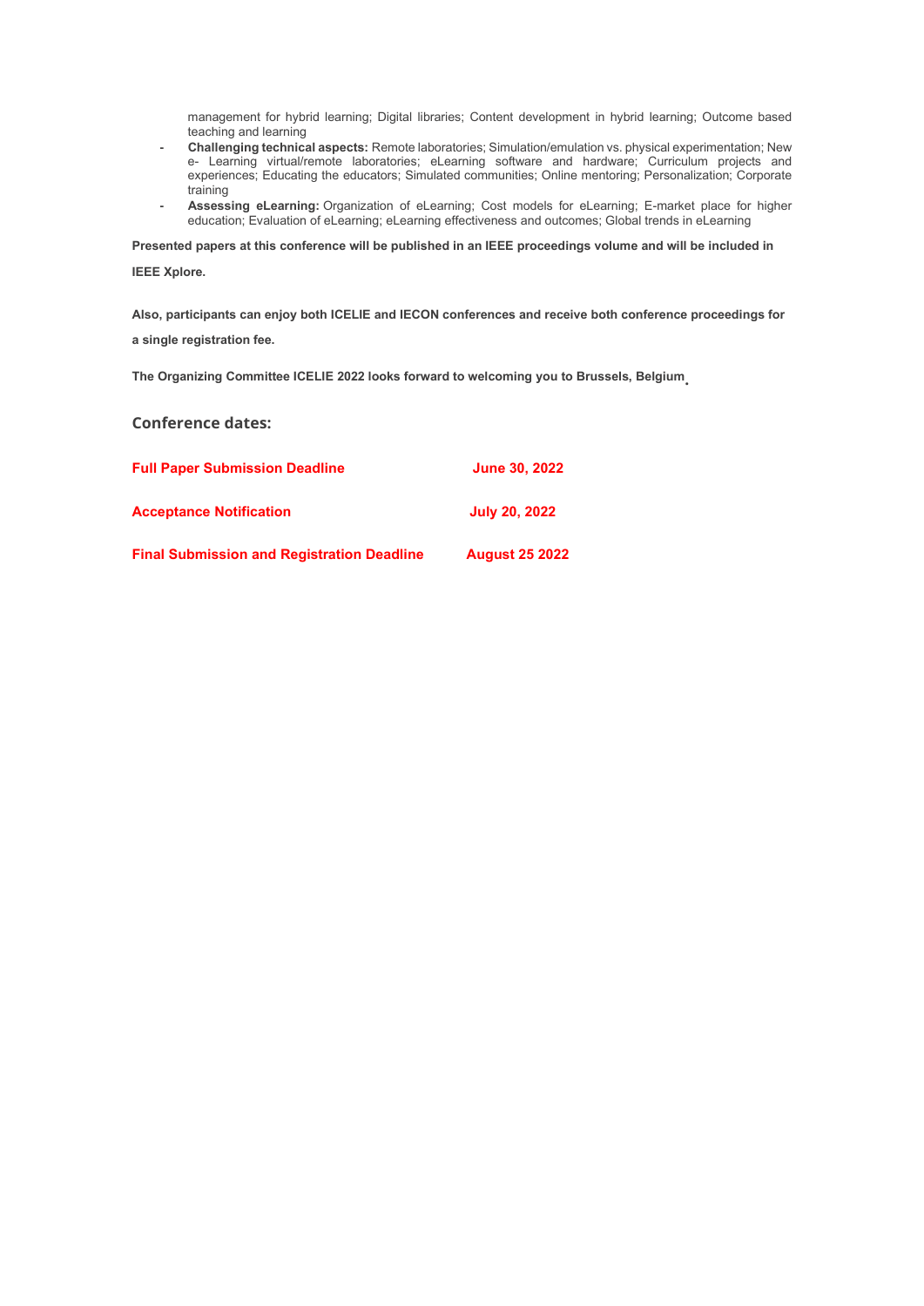management for hybrid learning; Digital libraries; Content development in hybrid learning; Outcome based teaching and learning

- **Challenging technical aspects:** Remote laboratories; Simulation/emulation vs. physical experimentation; New e- Learning virtual/remote laboratories; eLearning software and hardware; Curriculum projects and experiences; Educating the educators; Simulated communities; Online mentoring; Personalization; Corporate training
- **Assessing eLearning:** Organization of eLearning; Cost models for eLearning; E-market place for higher education; Evaluation of eLearning; eLearning effectiveness and outcomes; Global trends in eLearning

**Presented papers at this conference will be published in an IEEE proceedings volume and will be included in IEEE Xplore.**

**Also, participants can enjoy both ICELIE and IECON conferences and receive both conference proceedings for a single registration fee.**

**The Organizing Committee ICELIE 2022 looks forward to welcoming you to Brussels, Belgium.**

## Conference dates:

| | |
|---|---|
| **Full Paper Submission Deadline** | **June 30, 2022** |
| **Acceptance Notification** | **July 20, 2022** |
| **Final Submission and Registration Deadline** | **August 25 2022** |